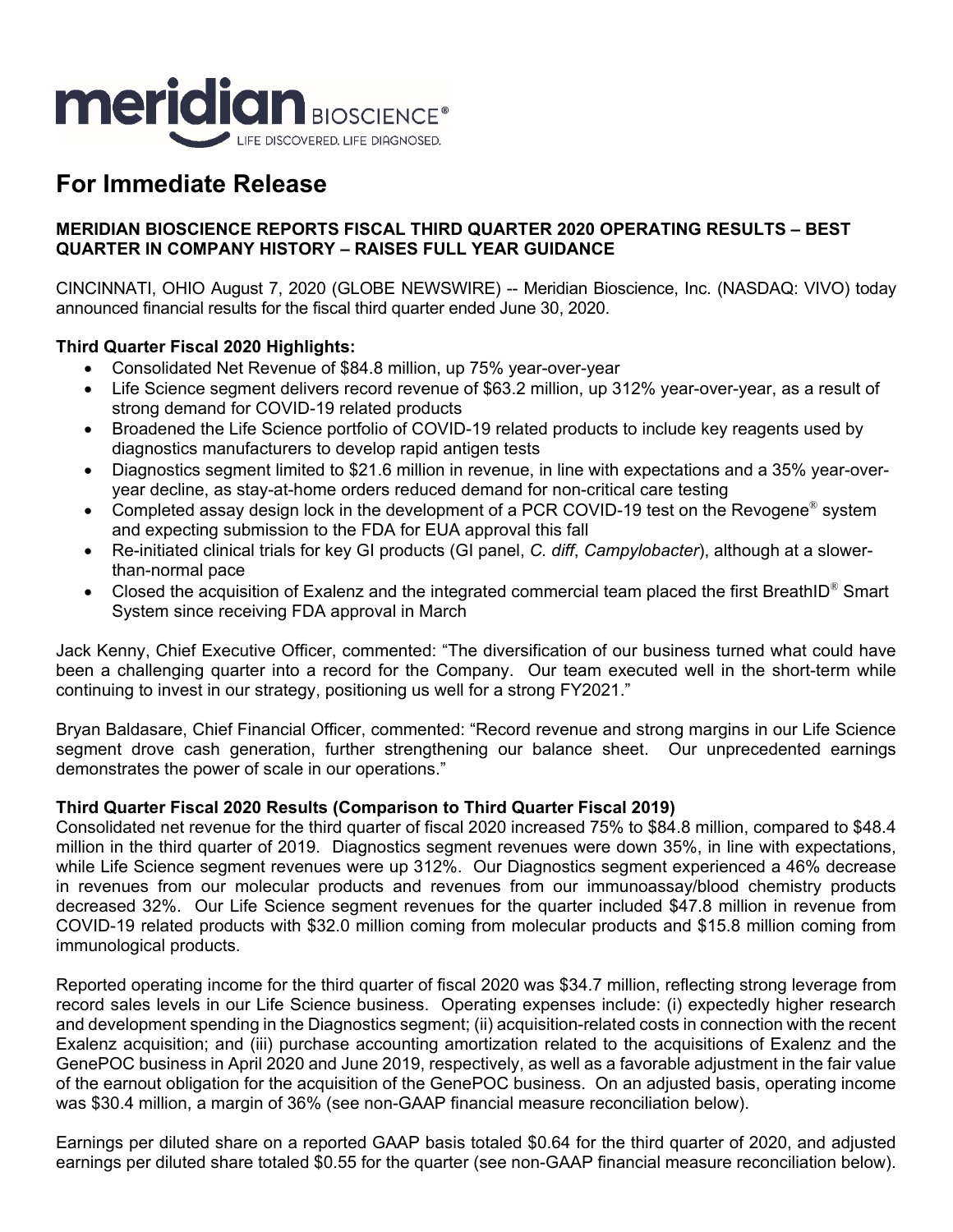meridian BIOSCIENCE®
LIFE DISCOVERED. LIFE DIAGNOSED.

# For Immediate Release

**MERIDIAN BIOSCIENCE REPORTS FISCAL THIRD QUARTER 2020 OPERATING RESULTS – BEST QUARTER IN COMPANY HISTORY – RAISES FULL YEAR GUIDANCE**

CINCINNATI, OHIO August 7, 2020 (GLOBE NEWSWIRE) -- Meridian Bioscience, Inc. (NASDAQ: VIVO) today announced financial results for the fiscal third quarter ended June 30, 2020.

**Third Quarter Fiscal 2020 Highlights:**

- Consolidated Net Revenue of $84.8 million, up 75% year-over-year
- Life Science segment delivers record revenue of $63.2 million, up 312% year-over-year, as a result of strong demand for COVID-19 related products
- Broadened the Life Science portfolio of COVID-19 related products to include key reagents used by diagnostics manufacturers to develop rapid antigen tests
- Diagnostics segment limited to $21.6 million in revenue, in line with expectations and a 35% year-over-year decline, as stay-at-home orders reduced demand for non-critical care testing
- Completed assay design lock in the development of a PCR COVID-19 test on the Revogene® system and expecting submission to the FDA for EUA approval this fall
- Re-initiated clinical trials for key GI products (GI panel, *C. diff*, *Campylobacter*), although at a slower-than-normal pace
- Closed the acquisition of Exalenz and the integrated commercial team placed the first BreathID® Smart System since receiving FDA approval in March

Jack Kenny, Chief Executive Officer, commented: "The diversification of our business turned what could have been a challenging quarter into a record for the Company. Our team executed well in the short-term while continuing to invest in our strategy, positioning us well for a strong FY2021."

Bryan Baldasare, Chief Financial Officer, commented: "Record revenue and strong margins in our Life Science segment drove cash generation, further strengthening our balance sheet. Our unprecedented earnings demonstrates the power of scale in our operations."

**Third Quarter Fiscal 2020 Results (Comparison to Third Quarter Fiscal 2019)**

Consolidated net revenue for the third quarter of fiscal 2020 increased 75% to $84.8 million, compared to $48.4 million in the third quarter of 2019. Diagnostics segment revenues were down 35%, in line with expectations, while Life Science segment revenues were up 312%. Our Diagnostics segment experienced a 46% decrease in revenues from our molecular products and revenues from our immunoassay/blood chemistry products decreased 32%. Our Life Science segment revenues for the quarter included $47.8 million in revenue from COVID-19 related products with $32.0 million coming from molecular products and $15.8 million coming from immunological products.

Reported operating income for the third quarter of fiscal 2020 was $34.7 million, reflecting strong leverage from record sales levels in our Life Science business. Operating expenses include: (i) expectedly higher research and development spending in the Diagnostics segment; (ii) acquisition-related costs in connection with the recent Exalenz acquisition; and (iii) purchase accounting amortization related to the acquisitions of Exalenz and the GenePOC business in April 2020 and June 2019, respectively, as well as a favorable adjustment in the fair value of the earnout obligation for the acquisition of the GenePOC business. On an adjusted basis, operating income was $30.4 million, a margin of 36% (see non-GAAP financial measure reconciliation below).

Earnings per diluted share on a reported GAAP basis totaled $0.64 for the third quarter of 2020, and adjusted earnings per diluted share totaled $0.55 for the quarter (see non-GAAP financial measure reconciliation below).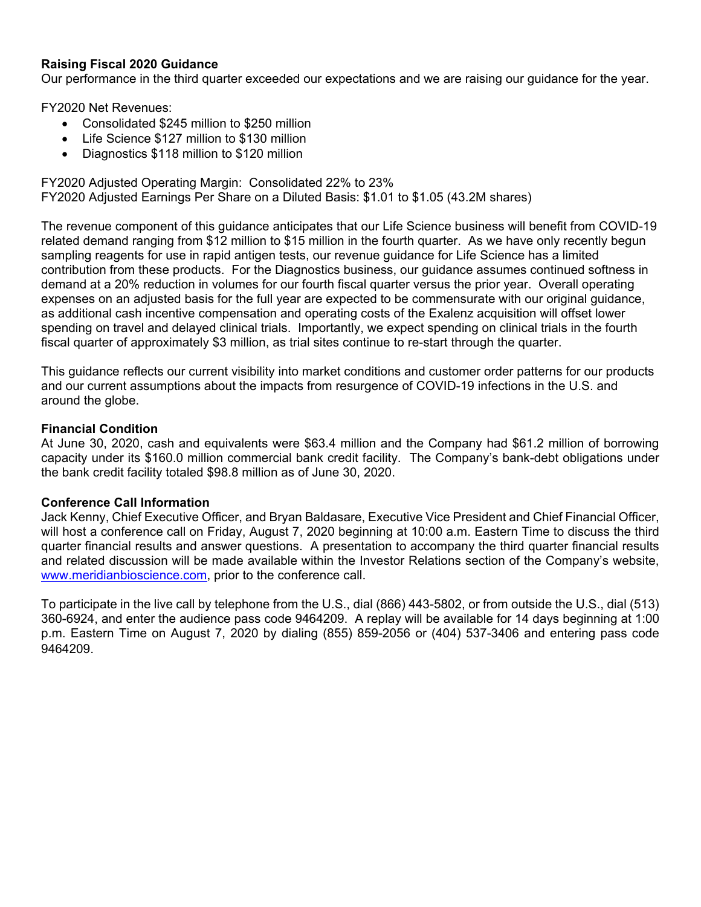**Raising Fiscal 2020 Guidance**
Our performance in the third quarter exceeded our expectations and we are raising our guidance for the year.

FY2020 Net Revenues:

- Consolidated $245 million to $250 million
- Life Science $127 million to $130 million
- Diagnostics $118 million to $120 million

FY2020 Adjusted Operating Margin: Consolidated 22% to 23%
FY2020 Adjusted Earnings Per Share on a Diluted Basis: $1.01 to $1.05 (43.2M shares)

The revenue component of this guidance anticipates that our Life Science business will benefit from COVID-19 related demand ranging from $12 million to $15 million in the fourth quarter. As we have only recently begun sampling reagents for use in rapid antigen tests, our revenue guidance for Life Science has a limited contribution from these products. For the Diagnostics business, our guidance assumes continued softness in demand at a 20% reduction in volumes for our fourth fiscal quarter versus the prior year. Overall operating expenses on an adjusted basis for the full year are expected to be commensurate with our original guidance, as additional cash incentive compensation and operating costs of the Exalenz acquisition will offset lower spending on travel and delayed clinical trials. Importantly, we expect spending on clinical trials in the fourth fiscal quarter of approximately $3 million, as trial sites continue to re-start through the quarter.

This guidance reflects our current visibility into market conditions and customer order patterns for our products and our current assumptions about the impacts from resurgence of COVID-19 infections in the U.S. and around the globe.

**Financial Condition**
At June 30, 2020, cash and equivalents were $63.4 million and the Company had $61.2 million of borrowing capacity under its $160.0 million commercial bank credit facility. The Company's bank-debt obligations under the bank credit facility totaled $98.8 million as of June 30, 2020.

**Conference Call Information**
Jack Kenny, Chief Executive Officer, and Bryan Baldasare, Executive Vice President and Chief Financial Officer, will host a conference call on Friday, August 7, 2020 beginning at 10:00 a.m. Eastern Time to discuss the third quarter financial results and answer questions. A presentation to accompany the third quarter financial results and related discussion will be made available within the Investor Relations section of the Company's website, www.meridianbioscience.com, prior to the conference call.

To participate in the live call by telephone from the U.S., dial (866) 443-5802, or from outside the U.S., dial (513) 360-6924, and enter the audience pass code 9464209. A replay will be available for 14 days beginning at 1:00 p.m. Eastern Time on August 7, 2020 by dialing (855) 859-2056 or (404) 537-3406 and entering pass code 9464209.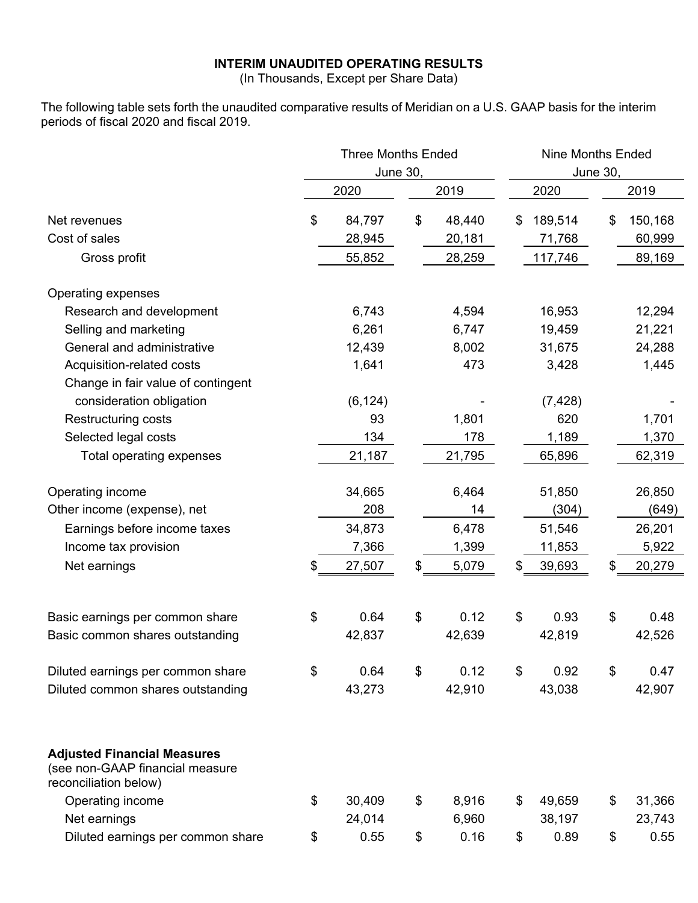**INTERIM UNAUDITED OPERATING RESULTS**
(In Thousands, Except per Share Data)

The following table sets forth the unaudited comparative results of Meridian on a U.S. GAAP basis for the interim periods of fiscal 2020 and fiscal 2019.

| | Three Months Ended June 30, | | Nine Months Ended June 30, | |
|---|---|---|---|---|
| | 2020 | 2019 | 2020 | 2019 |
| Net revenues | $ 84,797 | $ 48,440 | $ 189,514 | $ 150,168 |
| Cost of sales | 28,945 | 20,181 | 71,768 | 60,999 |
| Gross profit | 55,852 | 28,259 | 117,746 | 89,169 |
| Operating expenses | | | | |
| Research and development | 6,743 | 4,594 | 16,953 | 12,294 |
| Selling and marketing | 6,261 | 6,747 | 19,459 | 21,221 |
| General and administrative | 12,439 | 8,002 | 31,675 | 24,288 |
| Acquisition-related costs | 1,641 | 473 | 3,428 | 1,445 |
| Change in fair value of contingent consideration obligation | (6,124) | - | (7,428) | - |
| Restructuring costs | 93 | 1,801 | 620 | 1,701 |
| Selected legal costs | 134 | 178 | 1,189 | 1,370 |
| Total operating expenses | 21,187 | 21,795 | 65,896 | 62,319 |
| Operating income | 34,665 | 6,464 | 51,850 | 26,850 |
| Other income (expense), net | 208 | 14 | (304) | (649) |
| Earnings before income taxes | 34,873 | 6,478 | 51,546 | 26,201 |
| Income tax provision | 7,366 | 1,399 | 11,853 | 5,922 |
| Net earnings | $ 27,507 | $ 5,079 | $ 39,693 | $ 20,279 |
| Basic earnings per common share | $ 0.64 | $ 0.12 | $ 0.93 | $ 0.48 |
| Basic common shares outstanding | 42,837 | 42,639 | 42,819 | 42,526 |
| Diluted earnings per common share | $ 0.64 | $ 0.12 | $ 0.92 | $ 0.47 |
| Diluted common shares outstanding | 43,273 | 42,910 | 43,038 | 42,907 |
| **Adjusted Financial Measures** (see non-GAAP financial measure reconciliation below) | | | | |
| Operating income | $ 30,409 | $ 8,916 | $ 49,659 | $ 31,366 |
| Net earnings | 24,014 | 6,960 | 38,197 | 23,743 |
| Diluted earnings per common share | $ 0.55 | $ 0.16 | $ 0.89 | $ 0.55 |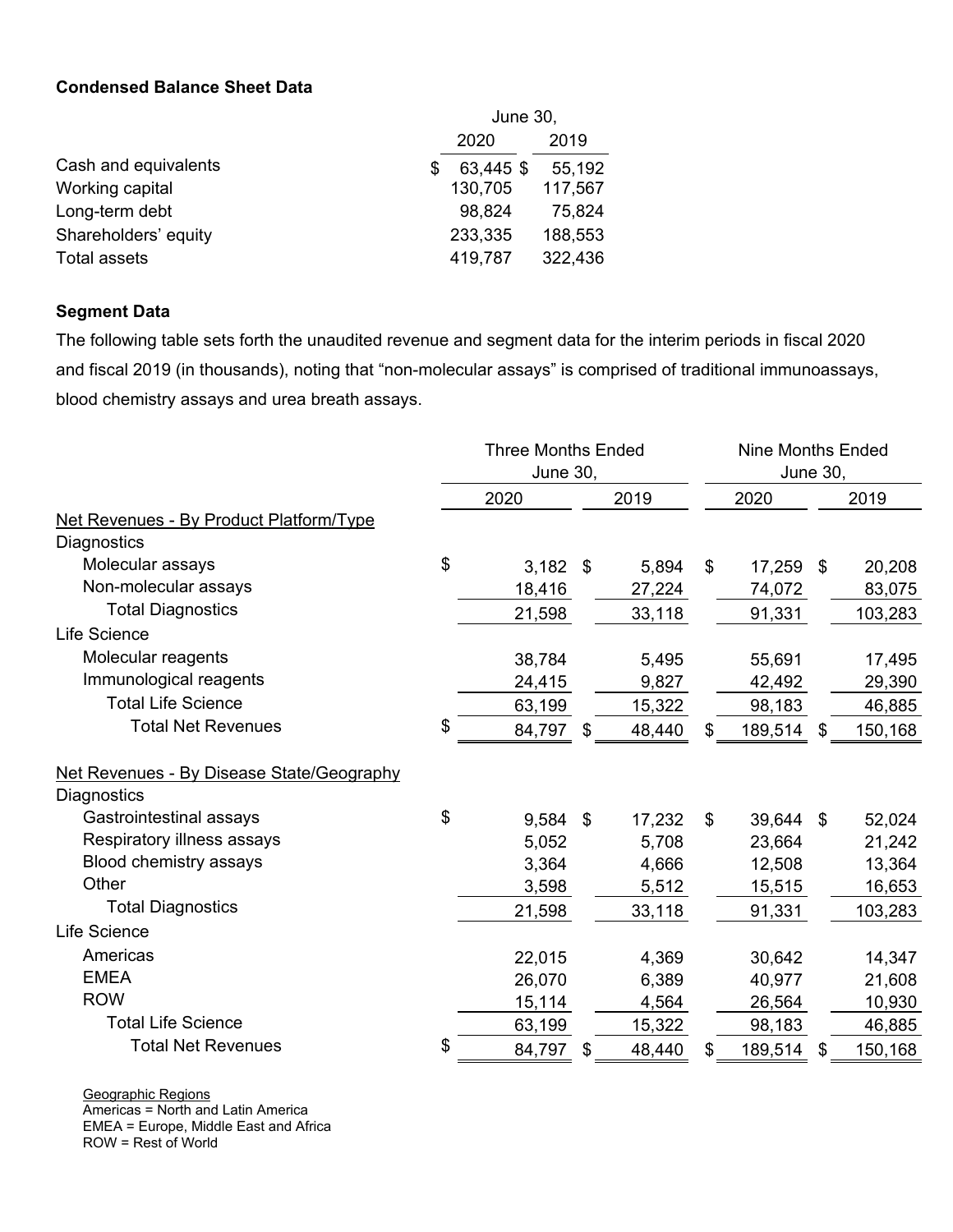**Condensed Balance Sheet Data**

| | June 30, | |
|---|---|---|
| | 2020 | 2019 |
| Cash and equivalents | $ 63,445 | $ 55,192 |
| Working capital | 130,705 | 117,567 |
| Long-term debt | 98,824 | 75,824 |
| Shareholders' equity | 233,335 | 188,553 |
| Total assets | 419,787 | 322,436 |

**Segment Data**

The following table sets forth the unaudited revenue and segment data for the interim periods in fiscal 2020 and fiscal 2019 (in thousands), noting that "non-molecular assays" is comprised of traditional immunoassays, blood chemistry assays and urea breath assays.

| | Three Months Ended June 30, | | Nine Months Ended June 30, | |
|---|---|---|---|---|
| | 2020 | 2019 | 2020 | 2019 |
| Net Revenues - By Product Platform/Type | | | | |
| Diagnostics | | | | |
| Molecular assays | $ 3,182 | $ 5,894 | $ 17,259 | $ 20,208 |
| Non-molecular assays | 18,416 | 27,224 | 74,072 | 83,075 |
| Total Diagnostics | 21,598 | 33,118 | 91,331 | 103,283 |
| Life Science | | | | |
| Molecular reagents | 38,784 | 5,495 | 55,691 | 17,495 |
| Immunological reagents | 24,415 | 9,827 | 42,492 | 29,390 |
| Total Life Science | 63,199 | 15,322 | 98,183 | 46,885 |
| Total Net Revenues | $ 84,797 | $ 48,440 | $ 189,514 | $ 150,168 |
| | | | | |
| Net Revenues - By Disease State/Geography | | | | |
| Diagnostics | | | | |
| Gastrointestinal assays | $ 9,584 | $ 17,232 | $ 39,644 | $ 52,024 |
| Respiratory illness assays | 5,052 | 5,708 | 23,664 | 21,242 |
| Blood chemistry assays | 3,364 | 4,666 | 12,508 | 13,364 |
| Other | 3,598 | 5,512 | 15,515 | 16,653 |
| Total Diagnostics | 21,598 | 33,118 | 91,331 | 103,283 |
| Life Science | | | | |
| Americas | 22,015 | 4,369 | 30,642 | 14,347 |
| EMEA | 26,070 | 6,389 | 40,977 | 21,608 |
| ROW | 15,114 | 4,564 | 26,564 | 10,930 |
| Total Life Science | 63,199 | 15,322 | 98,183 | 46,885 |
| Total Net Revenues | $ 84,797 | $ 48,440 | $ 189,514 | $ 150,168 |

Geographic Regions
Americas = North and Latin America
EMEA = Europe, Middle East and Africa
ROW = Rest of World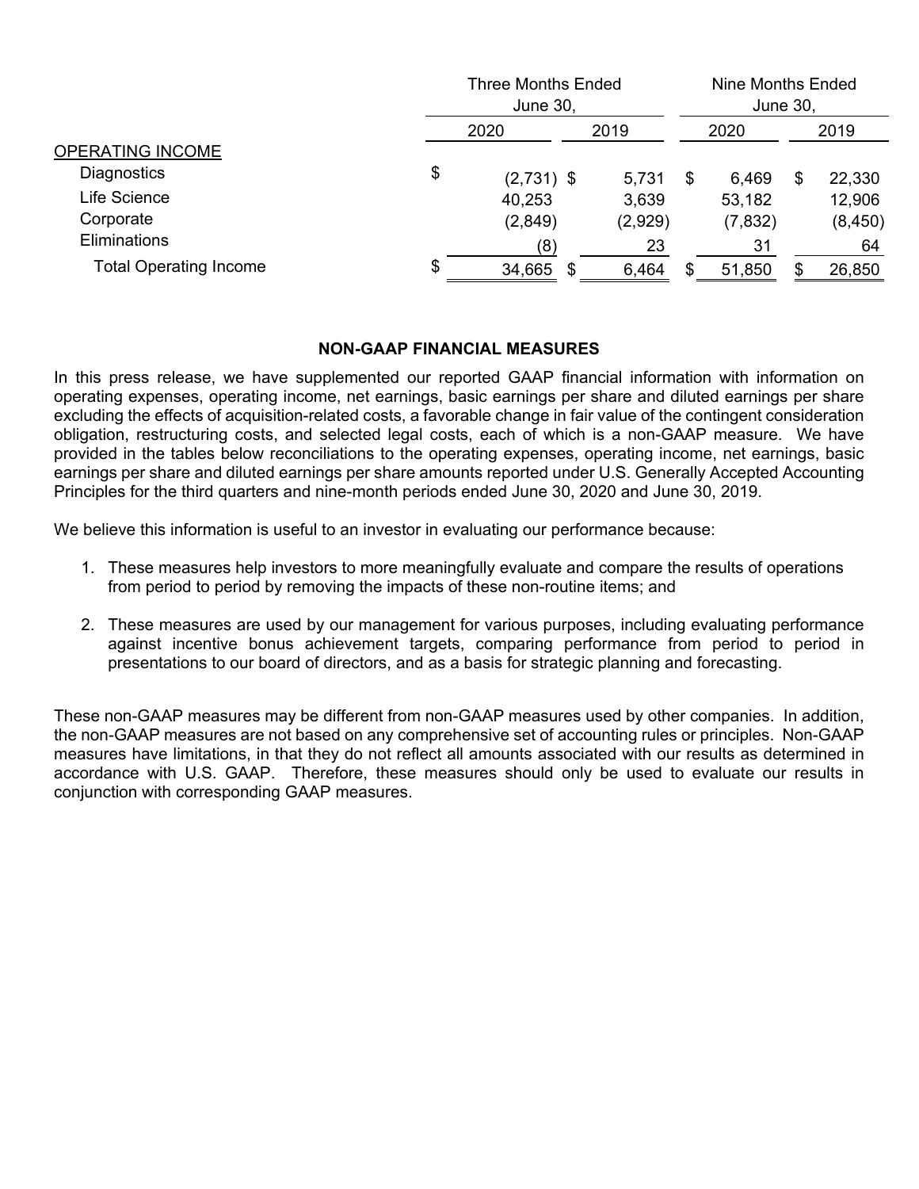| | Three Months Ended June 30, | | Nine Months Ended June 30, | |
|---|---|---|---|---|
| | 2020 | 2019 | 2020 | 2019 |
| OPERATING INCOME | | | | |
| Diagnostics | $ (2,731) | $ 5,731 | $ 6,469 | $ 22,330 |
| Life Science | 40,253 | 3,639 | 53,182 | 12,906 |
| Corporate | (2,849) | (2,929) | (7,832) | (8,450) |
| Eliminations | (8) | 23 | 31 | 64 |
| Total Operating Income | $ 34,665 | $ 6,464 | $ 51,850 | $ 26,850 |

## NON-GAAP FINANCIAL MEASURES

In this press release, we have supplemented our reported GAAP financial information with information on operating expenses, operating income, net earnings, basic earnings per share and diluted earnings per share excluding the effects of acquisition-related costs, a favorable change in fair value of the contingent consideration obligation, restructuring costs, and selected legal costs, each of which is a non-GAAP measure. We have provided in the tables below reconciliations to the operating expenses, operating income, net earnings, basic earnings per share and diluted earnings per share amounts reported under U.S. Generally Accepted Accounting Principles for the third quarters and nine-month periods ended June 30, 2020 and June 30, 2019.

We believe this information is useful to an investor in evaluating our performance because:

1. These measures help investors to more meaningfully evaluate and compare the results of operations from period to period by removing the impacts of these non-routine items; and

2. These measures are used by our management for various purposes, including evaluating performance against incentive bonus achievement targets, comparing performance from period to period in presentations to our board of directors, and as a basis for strategic planning and forecasting.

These non-GAAP measures may be different from non-GAAP measures used by other companies. In addition, the non-GAAP measures are not based on any comprehensive set of accounting rules or principles. Non-GAAP measures have limitations, in that they do not reflect all amounts associated with our results as determined in accordance with U.S. GAAP. Therefore, these measures should only be used to evaluate our results in conjunction with corresponding GAAP measures.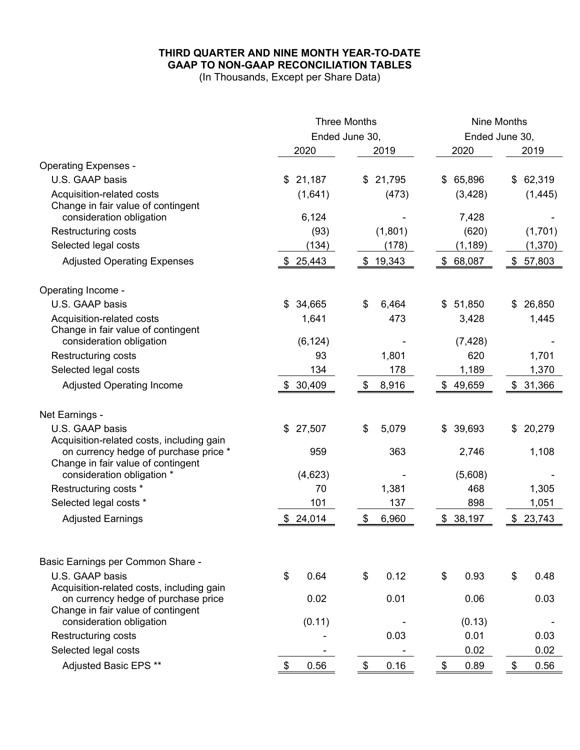**THIRD QUARTER AND NINE MONTH YEAR-TO-DATE**
**GAAP TO NON-GAAP RECONCILIATION TABLES**
(In Thousands, Except per Share Data)

| | Three Months Ended June 30, | | Nine Months Ended June 30, | |
|---|---|---|---|---|
| | 2020 | 2019 | 2020 | 2019 |
| Operating Expenses - | | | | |
| U.S. GAAP basis | $ 21,187 | $ 21,795 | $ 65,896 | $ 62,319 |
| Acquisition-related costs | (1,641) | (473) | (3,428) | (1,445) |
| Change in fair value of contingent consideration obligation | 6,124 | - | 7,428 | - |
| Restructuring costs | (93) | (1,801) | (620) | (1,701) |
| Selected legal costs | (134) | (178) | (1,189) | (1,370) |
| Adjusted Operating Expenses | $ 25,443 | $ 19,343 | $ 68,087 | $ 57,803 |
| | | | | |
| Operating Income - | | | | |
| U.S. GAAP basis | $ 34,665 | $ 6,464 | $ 51,850 | $ 26,850 |
| Acquisition-related costs | 1,641 | 473 | 3,428 | 1,445 |
| Change in fair value of contingent consideration obligation | (6,124) | - | (7,428) | - |
| Restructuring costs | 93 | 1,801 | 620 | 1,701 |
| Selected legal costs | 134 | 178 | 1,189 | 1,370 |
| Adjusted Operating Income | $ 30,409 | $ 8,916 | $ 49,659 | $ 31,366 |
| | | | | |
| Net Earnings - | | | | |
| U.S. GAAP basis | $ 27,507 | $ 5,079 | $ 39,693 | $ 20,279 |
| Acquisition-related costs, including gain on currency hedge of purchase price * | 959 | 363 | 2,746 | 1,108 |
| Change in fair value of contingent consideration obligation * | (4,623) | - | (5,608) | - |
| Restructuring costs * | 70 | 1,381 | 468 | 1,305 |
| Selected legal costs * | 101 | 137 | 898 | 1,051 |
| Adjusted Earnings | $ 24,014 | $ 6,960 | $ 38,197 | $ 23,743 |
| | | | | |
| Basic Earnings per Common Share - | | | | |
| U.S. GAAP basis | $ 0.64 | $ 0.12 | $ 0.93 | $ 0.48 |
| Acquisition-related costs, including gain on currency hedge of purchase price | 0.02 | 0.01 | 0.06 | 0.03 |
| Change in fair value of contingent consideration obligation | (0.11) | - | (0.13) | - |
| Restructuring costs | - | 0.03 | 0.01 | 0.03 |
| Selected legal costs | - | - | 0.02 | 0.02 |
| Adjusted Basic EPS ** | $ 0.56 | $ 0.16 | $ 0.89 | $ 0.56 |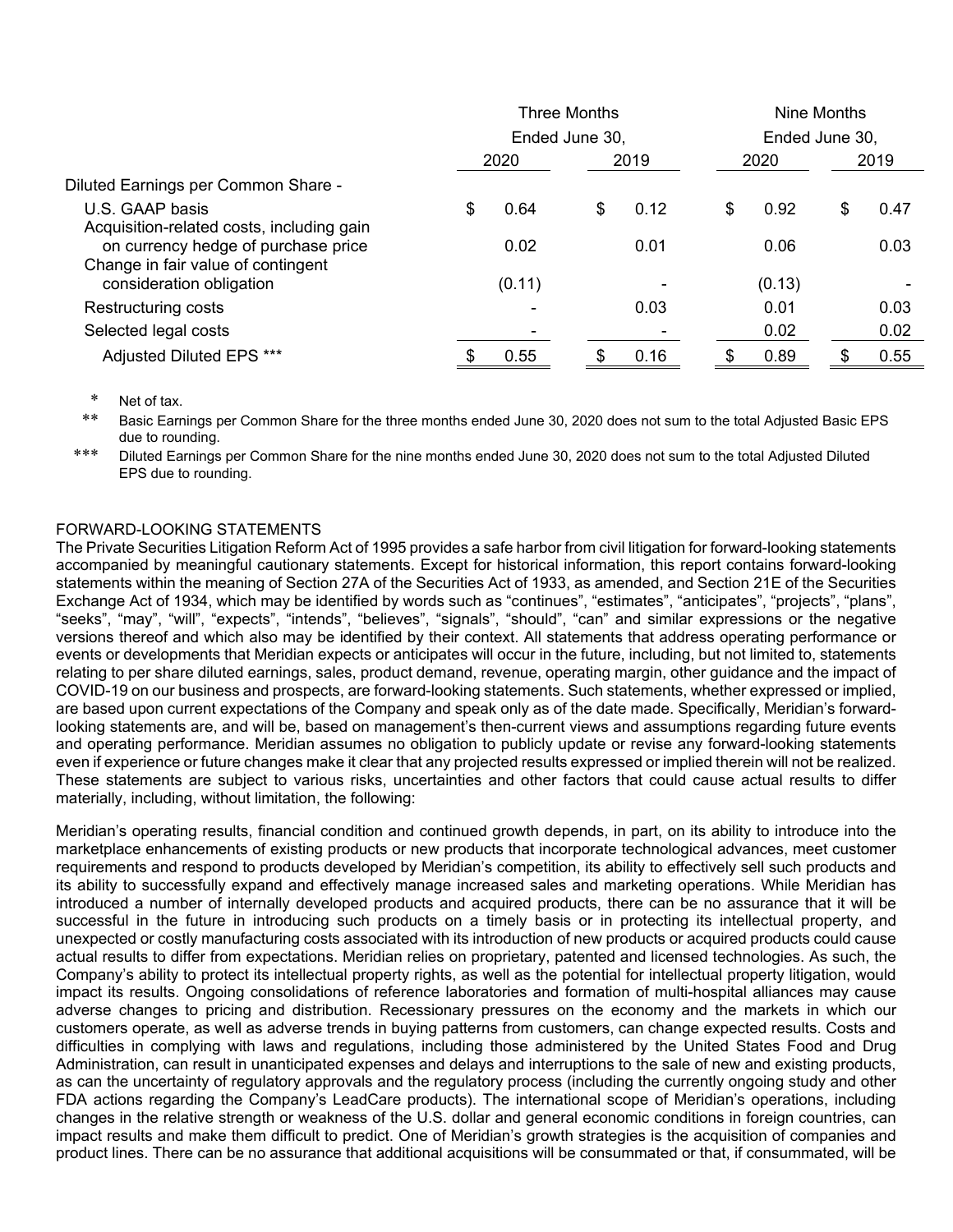| | Three Months Ended June 30, | | Nine Months Ended June 30, | |
|---|---|---|---|---|
| | 2020 | 2019 | 2020 | 2019 |
| Diluted Earnings per Common Share - | | | | |
| U.S. GAAP basis | $ 0.64 | $ 0.12 | $ 0.92 | $ 0.47 |
| Acquisition-related costs, including gain on currency hedge of purchase price | 0.02 | 0.01 | 0.06 | 0.03 |
| Change in fair value of contingent consideration obligation | (0.11) | - | (0.13) | - |
| Restructuring costs | - | 0.03 | 0.01 | 0.03 |
| Selected legal costs | - | - | 0.02 | 0.02 |
| Adjusted Diluted EPS *** | $ 0.55 | $ 0.16 | $ 0.89 | $ 0.55 |

\* Net of tax.

\*\* Basic Earnings per Common Share for the three months ended June 30, 2020 does not sum to the total Adjusted Basic EPS due to rounding.

\*\*\* Diluted Earnings per Common Share for the nine months ended June 30, 2020 does not sum to the total Adjusted Diluted EPS due to rounding.

FORWARD-LOOKING STATEMENTS

The Private Securities Litigation Reform Act of 1995 provides a safe harbor from civil litigation for forward-looking statements accompanied by meaningful cautionary statements. Except for historical information, this report contains forward-looking statements within the meaning of Section 27A of the Securities Act of 1933, as amended, and Section 21E of the Securities Exchange Act of 1934, which may be identified by words such as "continues", "estimates", "anticipates", "projects", "plans", "seeks", "may", "will", "expects", "intends", "believes", "signals", "should", "can" and similar expressions or the negative versions thereof and which also may be identified by their context. All statements that address operating performance or events or developments that Meridian expects or anticipates will occur in the future, including, but not limited to, statements relating to per share diluted earnings, sales, product demand, revenue, operating margin, other guidance and the impact of COVID-19 on our business and prospects, are forward-looking statements. Such statements, whether expressed or implied, are based upon current expectations of the Company and speak only as of the date made. Specifically, Meridian's forward-looking statements are, and will be, based on management's then-current views and assumptions regarding future events and operating performance. Meridian assumes no obligation to publicly update or revise any forward-looking statements even if experience or future changes make it clear that any projected results expressed or implied therein will not be realized. These statements are subject to various risks, uncertainties and other factors that could cause actual results to differ materially, including, without limitation, the following:

Meridian's operating results, financial condition and continued growth depends, in part, on its ability to introduce into the marketplace enhancements of existing products or new products that incorporate technological advances, meet customer requirements and respond to products developed by Meridian's competition, its ability to effectively sell such products and its ability to successfully expand and effectively manage increased sales and marketing operations. While Meridian has introduced a number of internally developed products and acquired products, there can be no assurance that it will be successful in the future in introducing such products on a timely basis or in protecting its intellectual property, and unexpected or costly manufacturing costs associated with its introduction of new products or acquired products could cause actual results to differ from expectations. Meridian relies on proprietary, patented and licensed technologies. As such, the Company's ability to protect its intellectual property rights, as well as the potential for intellectual property litigation, would impact its results. Ongoing consolidations of reference laboratories and formation of multi-hospital alliances may cause adverse changes to pricing and distribution. Recessionary pressures on the economy and the markets in which our customers operate, as well as adverse trends in buying patterns from customers, can change expected results. Costs and difficulties in complying with laws and regulations, including those administered by the United States Food and Drug Administration, can result in unanticipated expenses and delays and interruptions to the sale of new and existing products, as can the uncertainty of regulatory approvals and the regulatory process (including the currently ongoing study and other FDA actions regarding the Company's LeadCare products). The international scope of Meridian's operations, including changes in the relative strength or weakness of the U.S. dollar and general economic conditions in foreign countries, can impact results and make them difficult to predict. One of Meridian's growth strategies is the acquisition of companies and product lines. There can be no assurance that additional acquisitions will be consummated or that, if consummated, will be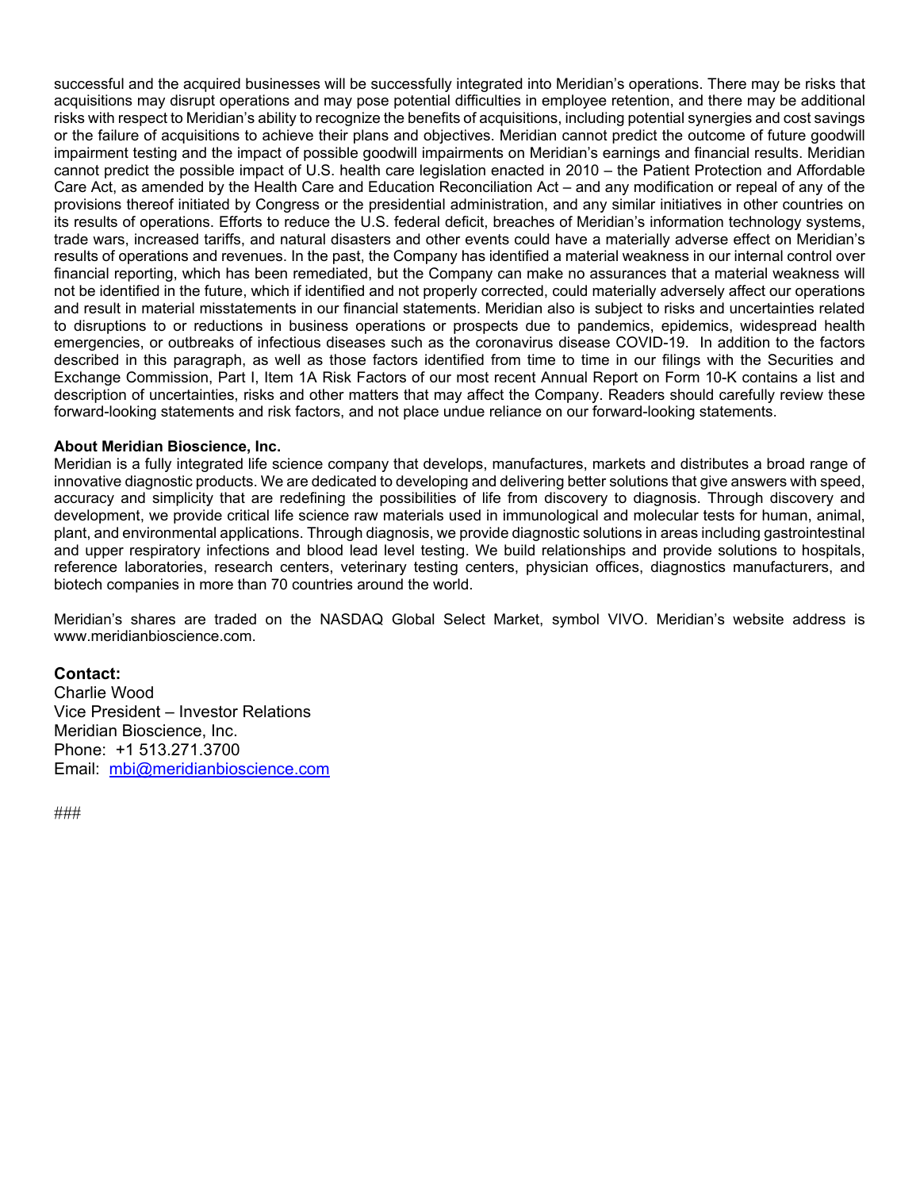successful and the acquired businesses will be successfully integrated into Meridian's operations. There may be risks that acquisitions may disrupt operations and may pose potential difficulties in employee retention, and there may be additional risks with respect to Meridian's ability to recognize the benefits of acquisitions, including potential synergies and cost savings or the failure of acquisitions to achieve their plans and objectives. Meridian cannot predict the outcome of future goodwill impairment testing and the impact of possible goodwill impairments on Meridian's earnings and financial results. Meridian cannot predict the possible impact of U.S. health care legislation enacted in 2010 – the Patient Protection and Affordable Care Act, as amended by the Health Care and Education Reconciliation Act – and any modification or repeal of any of the provisions thereof initiated by Congress or the presidential administration, and any similar initiatives in other countries on its results of operations. Efforts to reduce the U.S. federal deficit, breaches of Meridian's information technology systems, trade wars, increased tariffs, and natural disasters and other events could have a materially adverse effect on Meridian's results of operations and revenues. In the past, the Company has identified a material weakness in our internal control over financial reporting, which has been remediated, but the Company can make no assurances that a material weakness will not be identified in the future, which if identified and not properly corrected, could materially adversely affect our operations and result in material misstatements in our financial statements. Meridian also is subject to risks and uncertainties related to disruptions to or reductions in business operations or prospects due to pandemics, epidemics, widespread health emergencies, or outbreaks of infectious diseases such as the coronavirus disease COVID-19. In addition to the factors described in this paragraph, as well as those factors identified from time to time in our filings with the Securities and Exchange Commission, Part I, Item 1A Risk Factors of our most recent Annual Report on Form 10-K contains a list and description of uncertainties, risks and other matters that may affect the Company. Readers should carefully review these forward-looking statements and risk factors, and not place undue reliance on our forward-looking statements.

**About Meridian Bioscience, Inc.**

Meridian is a fully integrated life science company that develops, manufactures, markets and distributes a broad range of innovative diagnostic products. We are dedicated to developing and delivering better solutions that give answers with speed, accuracy and simplicity that are redefining the possibilities of life from discovery to diagnosis. Through discovery and development, we provide critical life science raw materials used in immunological and molecular tests for human, animal, plant, and environmental applications. Through diagnosis, we provide diagnostic solutions in areas including gastrointestinal and upper respiratory infections and blood lead level testing. We build relationships and provide solutions to hospitals, reference laboratories, research centers, veterinary testing centers, physician offices, diagnostics manufacturers, and biotech companies in more than 70 countries around the world.

Meridian's shares are traded on the NASDAQ Global Select Market, symbol VIVO. Meridian's website address is www.meridianbioscience.com.

**Contact:**

Charlie Wood
Vice President – Investor Relations
Meridian Bioscience, Inc.
Phone: +1 513.271.3700
Email: mbi@meridianbioscience.com

###